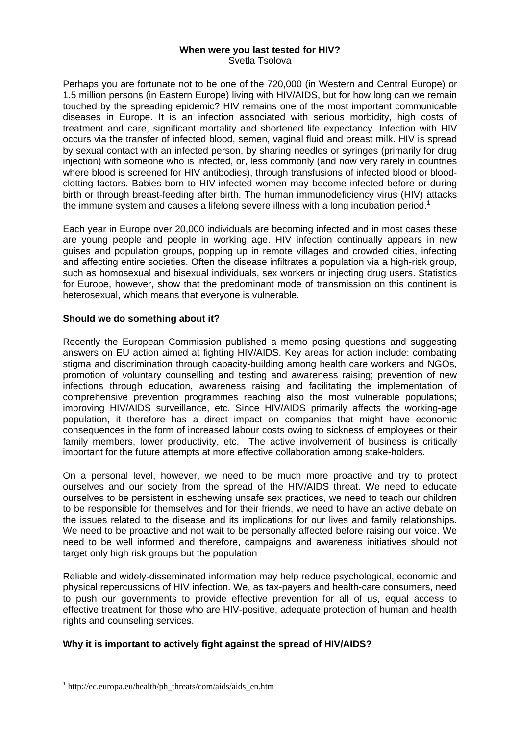# When were you last tested for HIV?

Svetla Tsolova

Perhaps you are fortunate not to be one of the 720,000 (in Western and Central Europe) or 1.5 million persons (in Eastern Europe) living with HIV/AIDS, but for how long can we remain touched by the spreading epidemic? HIV remains one of the most important communicable diseases in Europe. It is an infection associated with serious morbidity, high costs of treatment and care, significant mortality and shortened life expectancy. Infection with HIV occurs via the transfer of infected blood, semen, vaginal fluid and breast milk. HIV is spread by sexual contact with an infected person, by sharing needles or syringes (primarily for drug injection) with someone who is infected, or, less commonly (and now very rarely in countries where blood is screened for HIV antibodies), through transfusions of infected blood or blood-clotting factors. Babies born to HIV-infected women may become infected before or during birth or through breast-feeding after birth. The human immunodeficiency virus (HIV) attacks the immune system and causes a lifelong severe illness with a long incubation period.[1]

Each year in Europe over 20,000 individuals are becoming infected and in most cases these are young people and people in working age. HIV infection continually appears in new guises and population groups, popping up in remote villages and crowded cities, infecting and affecting entire societies. Often the disease infiltrates a population via a high-risk group, such as homosexual and bisexual individuals, sex workers or injecting drug users. Statistics for Europe, however, show that the predominant mode of transmission on this continent is heterosexual, which means that everyone is vulnerable.

## Should we do something about it?

Recently the European Commission published a memo posing questions and suggesting answers on EU action aimed at fighting HIV/AIDS. Key areas for action include: combating stigma and discrimination through capacity-building among health care workers and NGOs, promotion of voluntary counselling and testing and awareness raising; prevention of new infections through education, awareness raising and facilitating the implementation of comprehensive prevention programmes reaching also the most vulnerable populations; improving HIV/AIDS surveillance, etc. Since HIV/AIDS primarily affects the working-age population, it therefore has a direct impact on companies that might have economic consequences in the form of increased labour costs owing to sickness of employees or their family members, lower productivity, etc. The active involvement of business is critically important for the future attempts at more effective collaboration among stake-holders.

On a personal level, however, we need to be much more proactive and try to protect ourselves and our society from the spread of the HIV/AIDS threat. We need to educate ourselves to be persistent in eschewing unsafe sex practices, we need to teach our children to be responsible for themselves and for their friends, we need to have an active debate on the issues related to the disease and its implications for our lives and family relationships. We need to be proactive and not wait to be personally affected before raising our voice. We need to be well informed and therefore, campaigns and awareness initiatives should not target only high risk groups but the population

Reliable and widely-disseminated information may help reduce psychological, economic and physical repercussions of HIV infection. We, as tax-payers and health-care consumers, need to push our governments to provide effective prevention for all of us, equal access to effective treatment for those who are HIV-positive, adequate protection of human and health rights and counseling services.

## Why it is important to actively fight against the spread of HIV/AIDS?

[1] http://ec.europa.eu/health/ph_threats/com/aids/aids_en.htm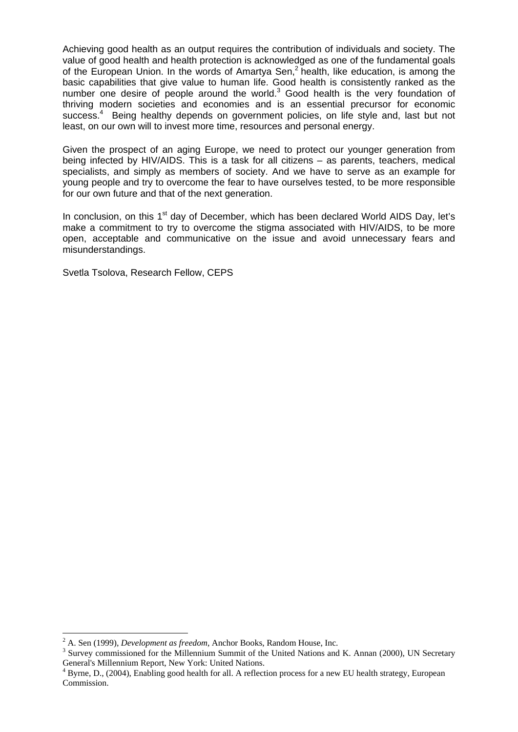Achieving good health as an output requires the contribution of individuals and society. The value of good health and health protection is acknowledged as one of the fundamental goals of the European Union. In the words of Amartya Sen,[2] health, like education, is among the basic capabilities that give value to human life. Good health is consistently ranked as the number one desire of people around the world.[3] Good health is the very foundation of thriving modern societies and economies and is an essential precursor for economic success.[4] Being healthy depends on government policies, on life style and, last but not least, on our own will to invest more time, resources and personal energy.

Given the prospect of an aging Europe, we need to protect our younger generation from being infected by HIV/AIDS. This is a task for all citizens – as parents, teachers, medical specialists, and simply as members of society. And we have to serve as an example for young people and try to overcome the fear to have ourselves tested, to be more responsible for our own future and that of the next generation.

In conclusion, on this 1st day of December, which has been declared World AIDS Day, let's make a commitment to try to overcome the stigma associated with HIV/AIDS, to be more open, acceptable and communicative on the issue and avoid unnecessary fears and misunderstandings.

Svetla Tsolova, Research Fellow, CEPS

---

[2] A. Sen (1999), *Development as freedom*, Anchor Books, Random House, Inc.

[3] Survey commissioned for the Millennium Summit of the United Nations and K. Annan (2000), UN Secretary General's Millennium Report, New York: United Nations.

[4] Byrne, D., (2004), Enabling good health for all. A reflection process for a new EU health strategy, European Commission.